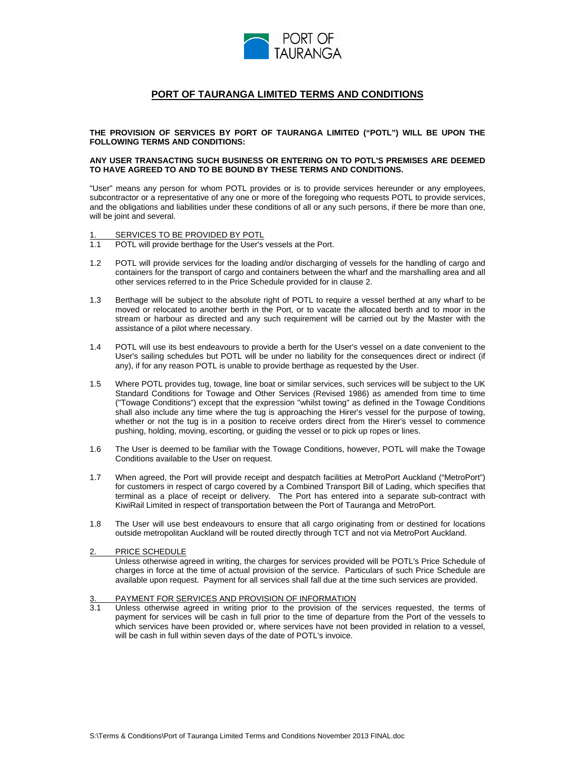# PORT OF TAURANGA LIMITED TERMS AND CONDITIONS

**THE PROVISION OF SERVICES BY PORT OF TAURANGA LIMITED ("POTL") WILL BE UPON THE FOLLOWING TERMS AND CONDITIONS:**

**ANY USER TRANSACTING SUCH BUSINESS OR ENTERING ON TO POTL'S PREMISES ARE DEEMED TO HAVE AGREED TO AND TO BE BOUND BY THESE TERMS AND CONDITIONS.**

"User" means any person for whom POTL provides or is to provide services hereunder or any employees, subcontractor or a representative of any one or more of the foregoing who requests POTL to provide services, and the obligations and liabilities under these conditions of all or any such persons, if there be more than one, will be joint and several.

## 1. SERVICES TO BE PROVIDED BY POTL

1.1 POTL will provide berthage for the User's vessels at the Port.

1.2 POTL will provide services for the loading and/or discharging of vessels for the handling of cargo and containers for the transport of cargo and containers between the wharf and the marshalling area and all other services referred to in the Price Schedule provided for in clause 2.

1.3 Berthage will be subject to the absolute right of POTL to require a vessel berthed at any wharf to be moved or relocated to another berth in the Port, or to vacate the allocated berth and to moor in the stream or harbour as directed and any such requirement will be carried out by the Master with the assistance of a pilot where necessary.

1.4 POTL will use its best endeavours to provide a berth for the User's vessel on a date convenient to the User's sailing schedules but POTL will be under no liability for the consequences direct or indirect (if any), if for any reason POTL is unable to provide berthage as requested by the User.

1.5 Where POTL provides tug, towage, line boat or similar services, such services will be subject to the UK Standard Conditions for Towage and Other Services (Revised 1986) as amended from time to time ("Towage Conditions") except that the expression "whilst towing" as defined in the Towage Conditions shall also include any time where the tug is approaching the Hirer's vessel for the purpose of towing, whether or not the tug is in a position to receive orders direct from the Hirer's vessel to commence pushing, holding, moving, escorting, or guiding the vessel or to pick up ropes or lines.

1.6 The User is deemed to be familiar with the Towage Conditions, however, POTL will make the Towage Conditions available to the User on request.

1.7 When agreed, the Port will provide receipt and despatch facilities at MetroPort Auckland ("MetroPort") for customers in respect of cargo covered by a Combined Transport Bill of Lading, which specifies that terminal as a place of receipt or delivery. The Port has entered into a separate sub-contract with KiwiRail Limited in respect of transportation between the Port of Tauranga and MetroPort.

1.8 The User will use best endeavours to ensure that all cargo originating from or destined for locations outside metropolitan Auckland will be routed directly through TCT and not via MetroPort Auckland.

## 2. PRICE SCHEDULE

Unless otherwise agreed in writing, the charges for services provided will be POTL's Price Schedule of charges in force at the time of actual provision of the service. Particulars of such Price Schedule are available upon request. Payment for all services shall fall due at the time such services are provided.

## 3. PAYMENT FOR SERVICES AND PROVISION OF INFORMATION

3.1 Unless otherwise agreed in writing prior to the provision of the services requested, the terms of payment for services will be cash in full prior to the time of departure from the Port of the vessels to which services have been provided or, where services have not been provided in relation to a vessel, will be cash in full within seven days of the date of POTL's invoice.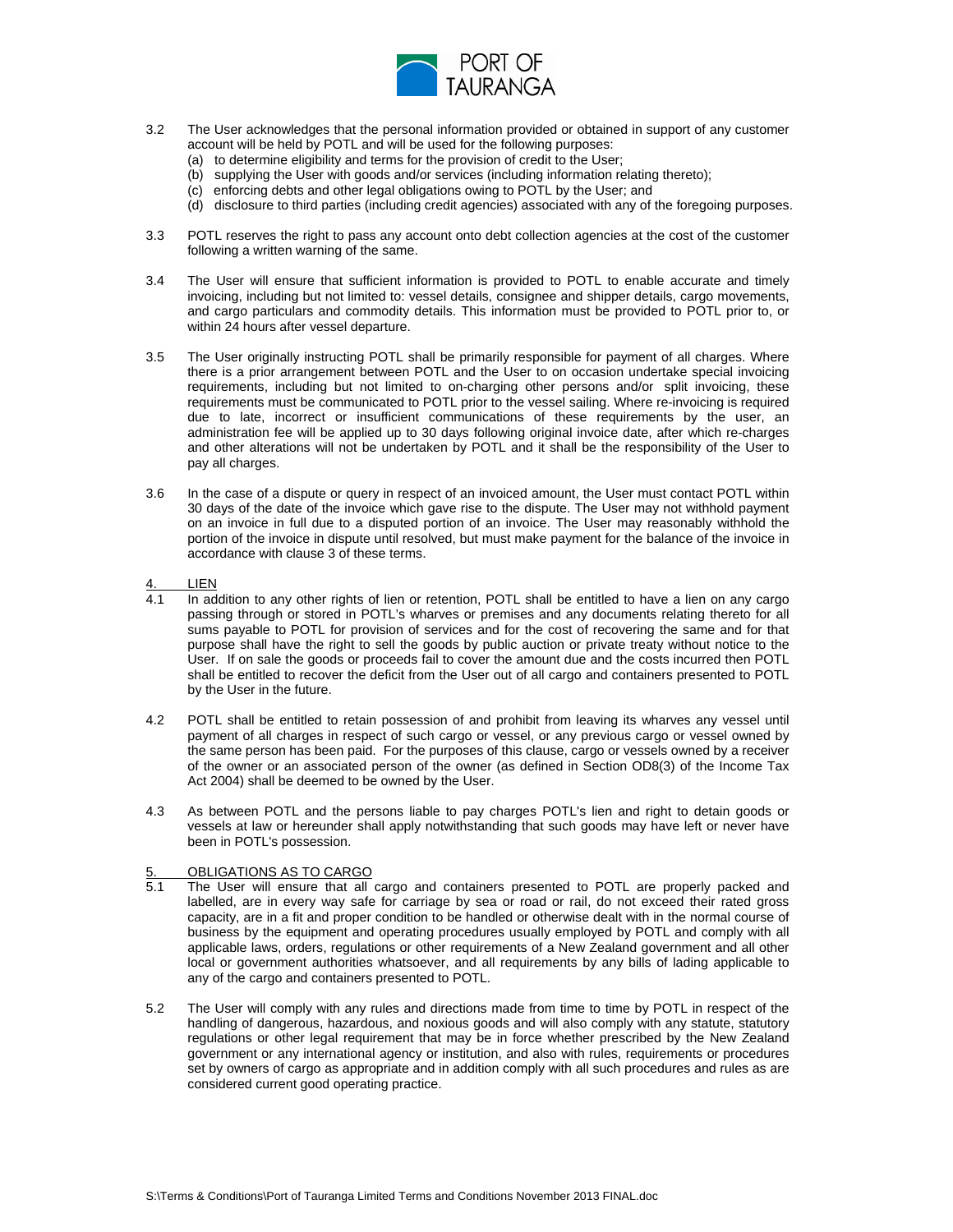3.2 The User acknowledges that the personal information provided or obtained in support of any customer account will be held by POTL and will be used for the following purposes:
  (a) to determine eligibility and terms for the provision of credit to the User;
  (b) supplying the User with goods and/or services (including information relating thereto);
  (c) enforcing debts and other legal obligations owing to POTL by the User; and
  (d) disclosure to third parties (including credit agencies) associated with any of the foregoing purposes.

3.3 POTL reserves the right to pass any account onto debt collection agencies at the cost of the customer following a written warning of the same.

3.4 The User will ensure that sufficient information is provided to POTL to enable accurate and timely invoicing, including but not limited to: vessel details, consignee and shipper details, cargo movements, and cargo particulars and commodity details. This information must be provided to POTL prior to, or within 24 hours after vessel departure.

3.5 The User originally instructing POTL shall be primarily responsible for payment of all charges. Where there is a prior arrangement between POTL and the User to on occasion undertake special invoicing requirements, including but not limited to on-charging other persons and/or split invoicing, these requirements must be communicated to POTL prior to the vessel sailing. Where re-invoicing is required due to late, incorrect or insufficient communications of these requirements by the user, an administration fee will be applied up to 30 days following original invoice date, after which re-charges and other alterations will not be undertaken by POTL and it shall be the responsibility of the User to pay all charges.

3.6 In the case of a dispute or query in respect of an invoiced amount, the User must contact POTL within 30 days of the date of the invoice which gave rise to the dispute. The User may not withhold payment on an invoice in full due to a disputed portion of an invoice. The User may reasonably withhold the portion of the invoice in dispute until resolved, but must make payment for the balance of the invoice in accordance with clause 3 of these terms.

## 4. LIEN

4.1 In addition to any other rights of lien or retention, POTL shall be entitled to have a lien on any cargo passing through or stored in POTL's wharves or premises and any documents relating thereto for all sums payable to POTL for provision of services and for the cost of recovering the same and for that purpose shall have the right to sell the goods by public auction or private treaty without notice to the User. If on sale the goods or proceeds fail to cover the amount due and the costs incurred then POTL shall be entitled to recover the deficit from the User out of all cargo and containers presented to POTL by the User in the future.

4.2 POTL shall be entitled to retain possession of and prohibit from leaving its wharves any vessel until payment of all charges in respect of such cargo or vessel, or any previous cargo or vessel owned by the same person has been paid. For the purposes of this clause, cargo or vessels owned by a receiver of the owner or an associated person of the owner (as defined in Section OD8(3) of the Income Tax Act 2004) shall be deemed to be owned by the User.

4.3 As between POTL and the persons liable to pay charges POTL's lien and right to detain goods or vessels at law or hereunder shall apply notwithstanding that such goods may have left or never have been in POTL's possession.

## 5. OBLIGATIONS AS TO CARGO

5.1 The User will ensure that all cargo and containers presented to POTL are properly packed and labelled, are in every way safe for carriage by sea or road or rail, do not exceed their rated gross capacity, are in a fit and proper condition to be handled or otherwise dealt with in the normal course of business by the equipment and operating procedures usually employed by POTL and comply with all applicable laws, orders, regulations or other requirements of a New Zealand government and all other local or government authorities whatsoever, and all requirements by any bills of lading applicable to any of the cargo and containers presented to POTL.

5.2 The User will comply with any rules and directions made from time to time by POTL in respect of the handling of dangerous, hazardous, and noxious goods and will also comply with any statute, statutory regulations or other legal requirement that may be in force whether prescribed by the New Zealand government or any international agency or institution, and also with rules, requirements or procedures set by owners of cargo as appropriate and in addition comply with all such procedures and rules as are considered current good operating practice.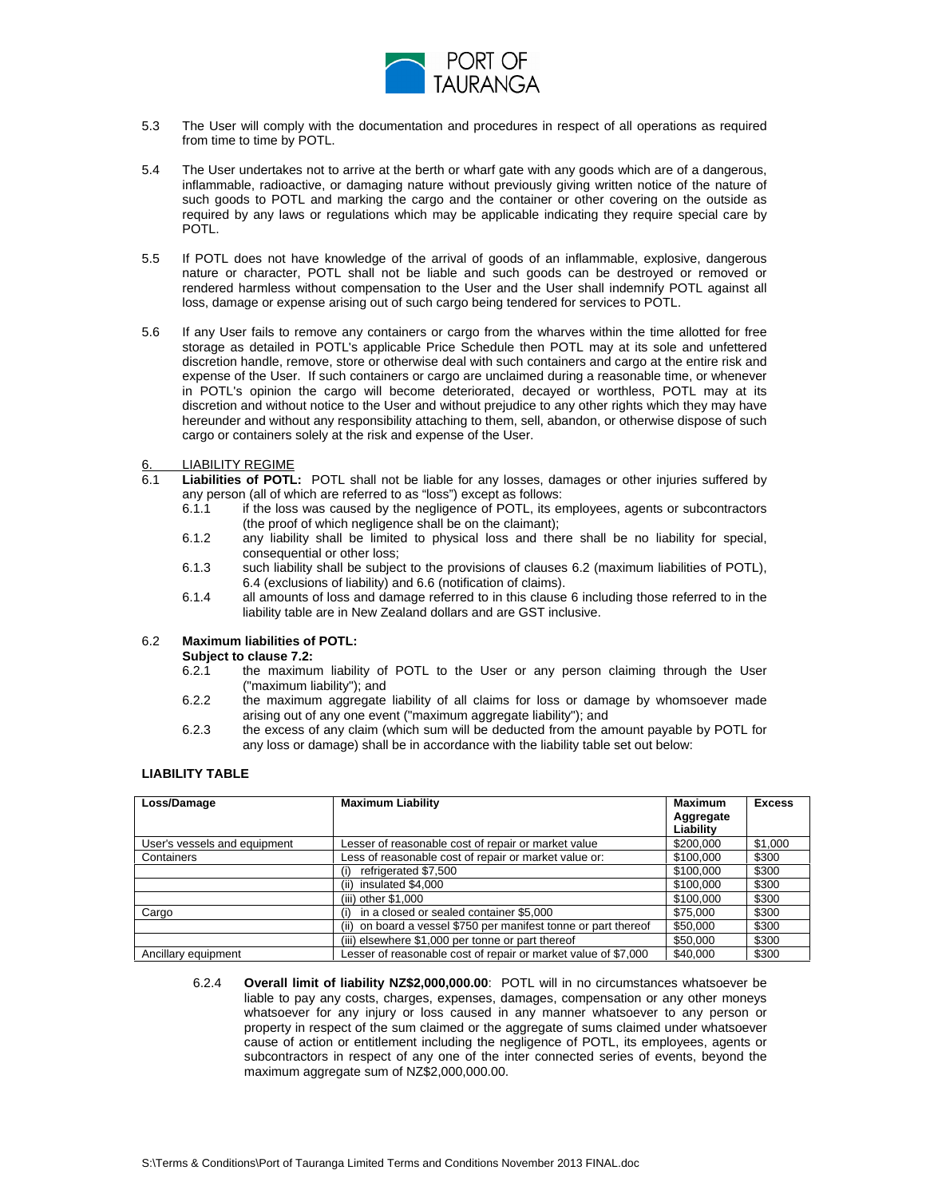5.3 The User will comply with the documentation and procedures in respect of all operations as required from time to time by POTL.

5.4 The User undertakes not to arrive at the berth or wharf gate with any goods which are of a dangerous, inflammable, radioactive, or damaging nature without previously giving written notice of the nature of such goods to POTL and marking the cargo and the container or other covering on the outside as required by any laws or regulations which may be applicable indicating they require special care by POTL.

5.5 If POTL does not have knowledge of the arrival of goods of an inflammable, explosive, dangerous nature or character, POTL shall not be liable and such goods can be destroyed or removed or rendered harmless without compensation to the User and the User shall indemnify POTL against all loss, damage or expense arising out of such cargo being tendered for services to POTL.

5.6 If any User fails to remove any containers or cargo from the wharves within the time allotted for free storage as detailed in POTL's applicable Price Schedule then POTL may at its sole and unfettered discretion handle, remove, store or otherwise deal with such containers and cargo at the entire risk and expense of the User. If such containers or cargo are unclaimed during a reasonable time, or whenever in POTL's opinion the cargo will become deteriorated, decayed or worthless, POTL may at its discretion and without notice to the User and without prejudice to any other rights which they may have hereunder and without any responsibility attaching to them, sell, abandon, or otherwise dispose of such cargo or containers solely at the risk and expense of the User.

## 6. LIABILITY REGIME

6.1 **Liabilities of POTL:** POTL shall not be liable for any losses, damages or other injuries suffered by any person (all of which are referred to as "loss") except as follows:

6.1.1 if the loss was caused by the negligence of POTL, its employees, agents or subcontractors (the proof of which negligence shall be on the claimant);

6.1.2 any liability shall be limited to physical loss and there shall be no liability for special, consequential or other loss;

6.1.3 such liability shall be subject to the provisions of clauses 6.2 (maximum liabilities of POTL), 6.4 (exclusions of liability) and 6.6 (notification of claims).

6.1.4 all amounts of loss and damage referred to in this clause 6 including those referred to in the liability table are in New Zealand dollars and are GST inclusive.

6.2 **Maximum liabilities of POTL:**

**Subject to clause 7.2:**

6.2.1 the maximum liability of POTL to the User or any person claiming through the User ("maximum liability"); and

6.2.2 the maximum aggregate liability of all claims for loss or damage by whomsoever made arising out of any one event ("maximum aggregate liability"); and

6.2.3 the excess of any claim (which sum will be deducted from the amount payable by POTL for any loss or damage) shall be in accordance with the liability table set out below:

**LIABILITY TABLE**

| Loss/Damage | Maximum Liability | Maximum Aggregate Liability | Excess |
|---|---|---|---|
| User's vessels and equipment | Lesser of reasonable cost of repair or market value | $200,000 | $1,000 |
| Containers | Less of reasonable cost of repair or market value or: | $100,000 | $300 |
| | (i) refrigerated $7,500 | $100,000 | $300 |
| | (ii) insulated $4,000 | $100,000 | $300 |
| | (iii) other $1,000 | $100,000 | $300 |
| Cargo | (i) in a closed or sealed container $5,000 | $75,000 | $300 |
| | (ii) on board a vessel $750 per manifest tonne or part thereof | $50,000 | $300 |
| | (iii) elsewhere $1,000 per tonne or part thereof | $50,000 | $300 |
| Ancillary equipment | Lesser of reasonable cost of repair or market value of $7,000 | $40,000 | $300 |

6.2.4 **Overall limit of liability NZ$2,000,000.00**: POTL will in no circumstances whatsoever be liable to pay any costs, charges, expenses, damages, compensation or any other moneys whatsoever for any injury or loss caused in any manner whatsoever to any person or property in respect of the sum claimed or the aggregate of sums claimed under whatsoever cause of action or entitlement including the negligence of POTL, its employees, agents or subcontractors in respect of any one of the inter connected series of events, beyond the maximum aggregate sum of NZ$2,000,000.00.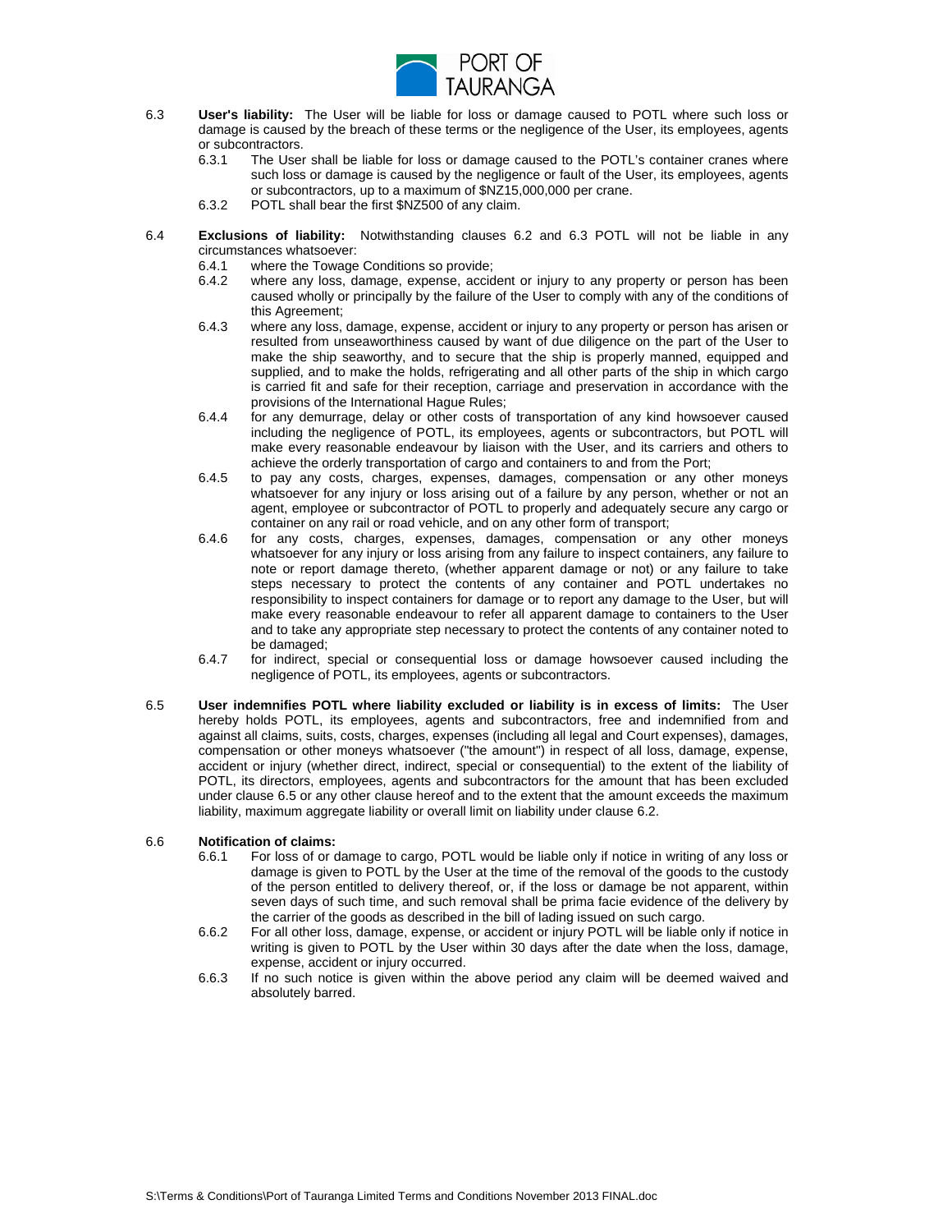6.3 **User's liability:** The User will be liable for loss or damage caused to POTL where such loss or damage is caused by the breach of these terms or the negligence of the User, its employees, agents or subcontractors.

- 6.3.1 The User shall be liable for loss or damage caused to the POTL's container cranes where such loss or damage is caused by the negligence or fault of the User, its employees, agents or subcontractors, up to a maximum of $NZ15,000,000 per crane.
- 6.3.2 POTL shall bear the first $NZ500 of any claim.

6.4 **Exclusions of liability:** Notwithstanding clauses 6.2 and 6.3 POTL will not be liable in any circumstances whatsoever:

- 6.4.1 where the Towage Conditions so provide;
- 6.4.2 where any loss, damage, expense, accident or injury to any property or person has been caused wholly or principally by the failure of the User to comply with any of the conditions of this Agreement;
- 6.4.3 where any loss, damage, expense, accident or injury to any property or person has arisen or resulted from unseaworthiness caused by want of due diligence on the part of the User to make the ship seaworthy, and to secure that the ship is properly manned, equipped and supplied, and to make the holds, refrigerating and all other parts of the ship in which cargo is carried fit and safe for their reception, carriage and preservation in accordance with the provisions of the International Hague Rules;
- 6.4.4 for any demurrage, delay or other costs of transportation of any kind howsoever caused including the negligence of POTL, its employees, agents or subcontractors, but POTL will make every reasonable endeavour by liaison with the User, and its carriers and others to achieve the orderly transportation of cargo and containers to and from the Port;
- 6.4.5 to pay any costs, charges, expenses, damages, compensation or any other moneys whatsoever for any injury or loss arising out of a failure by any person, whether or not an agent, employee or subcontractor of POTL to properly and adequately secure any cargo or container on any rail or road vehicle, and on any other form of transport;
- 6.4.6 for any costs, charges, expenses, damages, compensation or any other moneys whatsoever for any injury or loss arising from any failure to inspect containers, any failure to note or report damage thereto, (whether apparent damage or not) or any failure to take steps necessary to protect the contents of any container and POTL undertakes no responsibility to inspect containers for damage or to report any damage to the User, but will make every reasonable endeavour to refer all apparent damage to containers to the User and to take any appropriate step necessary to protect the contents of any container noted to be damaged;
- 6.4.7 for indirect, special or consequential loss or damage howsoever caused including the negligence of POTL, its employees, agents or subcontractors.

6.5 **User indemnifies POTL where liability excluded or liability is in excess of limits:** The User hereby holds POTL, its employees, agents and subcontractors, free and indemnified from and against all claims, suits, costs, charges, expenses (including all legal and Court expenses), damages, compensation or other moneys whatsoever ("the amount") in respect of all loss, damage, expense, accident or injury (whether direct, indirect, special or consequential) to the extent of the liability of POTL, its directors, employees, agents and subcontractors for the amount that has been excluded under clause 6.5 or any other clause hereof and to the extent that the amount exceeds the maximum liability, maximum aggregate liability or overall limit on liability under clause 6.2.

6.6 **Notification of claims:**

- 6.6.1 For loss of or damage to cargo, POTL would be liable only if notice in writing of any loss or damage is given to POTL by the User at the time of the removal of the goods to the custody of the person entitled to delivery thereof, or, if the loss or damage be not apparent, within seven days of such time, and such removal shall be prima facie evidence of the delivery by the carrier of the goods as described in the bill of lading issued on such cargo.
- 6.6.2 For all other loss, damage, expense, or accident or injury POTL will be liable only if notice in writing is given to POTL by the User within 30 days after the date when the loss, damage, expense, accident or injury occurred.
- 6.6.3 If no such notice is given within the above period any claim will be deemed waived and absolutely barred.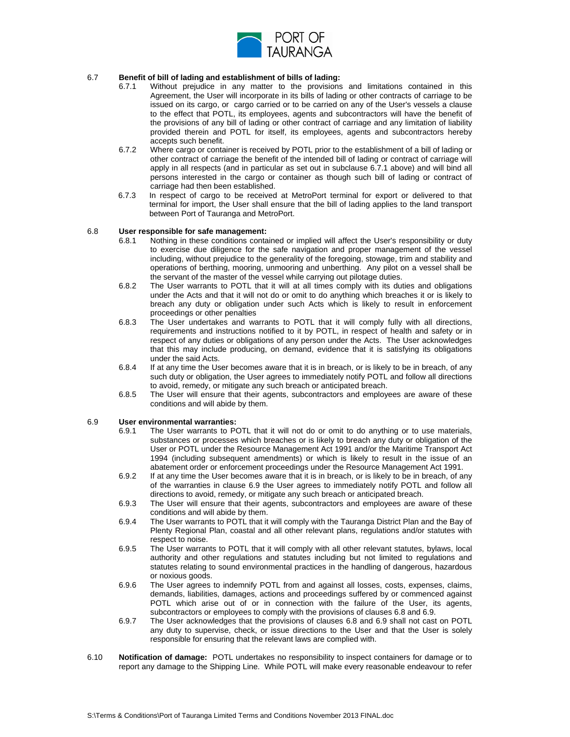6.7 **Benefit of bill of lading and establishment of bills of lading:**

6.7.1 Without prejudice in any matter to the provisions and limitations contained in this Agreement, the User will incorporate in its bills of lading or other contracts of carriage to be issued on its cargo, or cargo carried or to be carried on any of the User's vessels a clause to the effect that POTL, its employees, agents and subcontractors will have the benefit of the provisions of any bill of lading or other contract of carriage and any limitation of liability provided therein and POTL for itself, its employees, agents and subcontractors hereby accepts such benefit.

6.7.2 Where cargo or container is received by POTL prior to the establishment of a bill of lading or other contract of carriage the benefit of the intended bill of lading or contract of carriage will apply in all respects (and in particular as set out in subclause 6.7.1 above) and will bind all persons interested in the cargo or container as though such bill of lading or contract of carriage had then been established.

6.7.3 In respect of cargo to be received at MetroPort terminal for export or delivered to that terminal for import, the User shall ensure that the bill of lading applies to the land transport between Port of Tauranga and MetroPort.

6.8 **User responsible for safe management:**

6.8.1 Nothing in these conditions contained or implied will affect the User's responsibility or duty to exercise due diligence for the safe navigation and proper management of the vessel including, without prejudice to the generality of the foregoing, stowage, trim and stability and operations of berthing, mooring, unmooring and unberthing. Any pilot on a vessel shall be the servant of the master of the vessel while carrying out pilotage duties.

6.8.2 The User warrants to POTL that it will at all times comply with its duties and obligations under the Acts and that it will not do or omit to do anything which breaches it or is likely to breach any duty or obligation under such Acts which is likely to result in enforcement proceedings or other penalties

6.8.3 The User undertakes and warrants to POTL that it will comply fully with all directions, requirements and instructions notified to it by POTL, in respect of health and safety or in respect of any duties or obligations of any person under the Acts. The User acknowledges that this may include producing, on demand, evidence that it is satisfying its obligations under the said Acts.

6.8.4 If at any time the User becomes aware that it is in breach, or is likely to be in breach, of any such duty or obligation, the User agrees to immediately notify POTL and follow all directions to avoid, remedy, or mitigate any such breach or anticipated breach.

6.8.5 The User will ensure that their agents, subcontractors and employees are aware of these conditions and will abide by them.

6.9 **User environmental warranties:**

6.9.1 The User warrants to POTL that it will not do or omit to do anything or to use materials, substances or processes which breaches or is likely to breach any duty or obligation of the User or POTL under the Resource Management Act 1991 and/or the Maritime Transport Act 1994 (including subsequent amendments) or which is likely to result in the issue of an abatement order or enforcement proceedings under the Resource Management Act 1991.

6.9.2 If at any time the User becomes aware that it is in breach, or is likely to be in breach, of any of the warranties in clause 6.9 the User agrees to immediately notify POTL and follow all directions to avoid, remedy, or mitigate any such breach or anticipated breach.

6.9.3 The User will ensure that their agents, subcontractors and employees are aware of these conditions and will abide by them.

6.9.4 The User warrants to POTL that it will comply with the Tauranga District Plan and the Bay of Plenty Regional Plan, coastal and all other relevant plans, regulations and/or statutes with respect to noise.

6.9.5 The User warrants to POTL that it will comply with all other relevant statutes, bylaws, local authority and other regulations and statutes including but not limited to regulations and statutes relating to sound environmental practices in the handling of dangerous, hazardous or noxious goods.

6.9.6 The User agrees to indemnify POTL from and against all losses, costs, expenses, claims, demands, liabilities, damages, actions and proceedings suffered by or commenced against POTL which arise out of or in connection with the failure of the User, its agents, subcontractors or employees to comply with the provisions of clauses 6.8 and 6.9.

6.9.7 The User acknowledges that the provisions of clauses 6.8 and 6.9 shall not cast on POTL any duty to supervise, check, or issue directions to the User and that the User is solely responsible for ensuring that the relevant laws are complied with.

6.10 **Notification of damage:** POTL undertakes no responsibility to inspect containers for damage or to report any damage to the Shipping Line. While POTL will make every reasonable endeavour to refer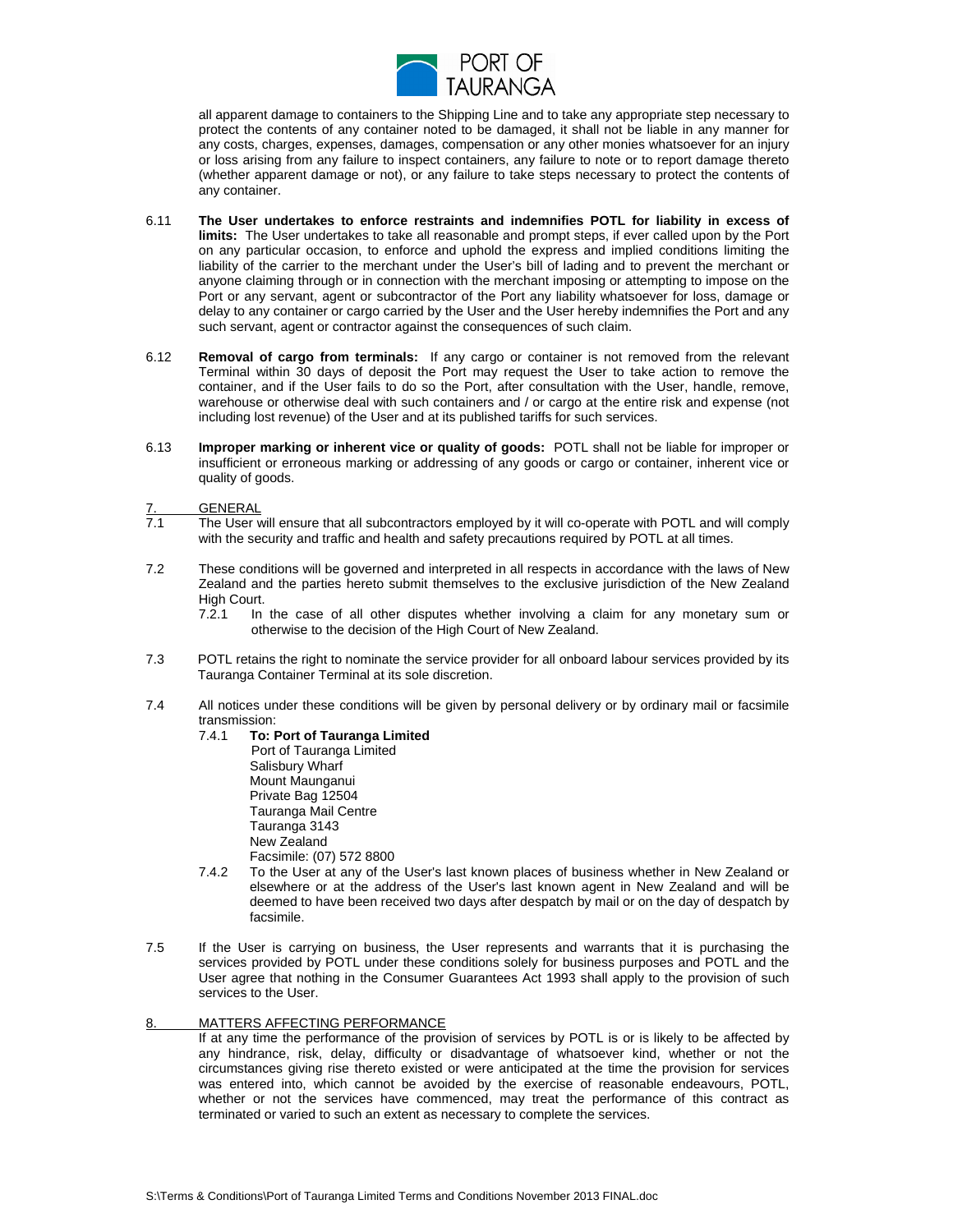all apparent damage to containers to the Shipping Line and to take any appropriate step necessary to protect the contents of any container noted to be damaged, it shall not be liable in any manner for any costs, charges, expenses, damages, compensation or any other monies whatsoever for an injury or loss arising from any failure to inspect containers, any failure to note or to report damage thereto (whether apparent damage or not), or any failure to take steps necessary to protect the contents of any container.

6.11 **The User undertakes to enforce restraints and indemnifies POTL for liability in excess of limits:** The User undertakes to take all reasonable and prompt steps, if ever called upon by the Port on any particular occasion, to enforce and uphold the express and implied conditions limiting the liability of the carrier to the merchant under the User's bill of lading and to prevent the merchant or anyone claiming through or in connection with the merchant imposing or attempting to impose on the Port or any servant, agent or subcontractor of the Port any liability whatsoever for loss, damage or delay to any container or cargo carried by the User and the User hereby indemnifies the Port and any such servant, agent or contractor against the consequences of such claim.

6.12 **Removal of cargo from terminals:** If any cargo or container is not removed from the relevant Terminal within 30 days of deposit the Port may request the User to take action to remove the container, and if the User fails to do so the Port, after consultation with the User, handle, remove, warehouse or otherwise deal with such containers and / or cargo at the entire risk and expense (not including lost revenue) of the User and at its published tariffs for such services.

6.13 **Improper marking or inherent vice or quality of goods:** POTL shall not be liable for improper or insufficient or erroneous marking or addressing of any goods or cargo or container, inherent vice or quality of goods.

## 7. GENERAL

7.1 The User will ensure that all subcontractors employed by it will co-operate with POTL and will comply with the security and traffic and health and safety precautions required by POTL at all times.

7.2 These conditions will be governed and interpreted in all respects in accordance with the laws of New Zealand and the parties hereto submit themselves to the exclusive jurisdiction of the New Zealand High Court.

7.2.1 In the case of all other disputes whether involving a claim for any monetary sum or otherwise to the decision of the High Court of New Zealand.

7.3 POTL retains the right to nominate the service provider for all onboard labour services provided by its Tauranga Container Terminal at its sole discretion.

7.4 All notices under these conditions will be given by personal delivery or by ordinary mail or facsimile transmission:

7.4.1 **To: Port of Tauranga Limited**
Port of Tauranga Limited
Salisbury Wharf
Mount Maunganui
Private Bag 12504
Tauranga Mail Centre
Tauranga 3143
New Zealand
Facsimile: (07) 572 8800

7.4.2 To the User at any of the User's last known places of business whether in New Zealand or elsewhere or at the address of the User's last known agent in New Zealand and will be deemed to have been received two days after despatch by mail or on the day of despatch by facsimile.

7.5 If the User is carrying on business, the User represents and warrants that it is purchasing the services provided by POTL under these conditions solely for business purposes and POTL and the User agree that nothing in the Consumer Guarantees Act 1993 shall apply to the provision of such services to the User.

## 8. MATTERS AFFECTING PERFORMANCE

If at any time the performance of the provision of services by POTL is or is likely to be affected by any hindrance, risk, delay, difficulty or disadvantage of whatsoever kind, whether or not the circumstances giving rise thereto existed or were anticipated at the time the provision for services was entered into, which cannot be avoided by the exercise of reasonable endeavours, POTL, whether or not the services have commenced, may treat the performance of this contract as terminated or varied to such an extent as necessary to complete the services.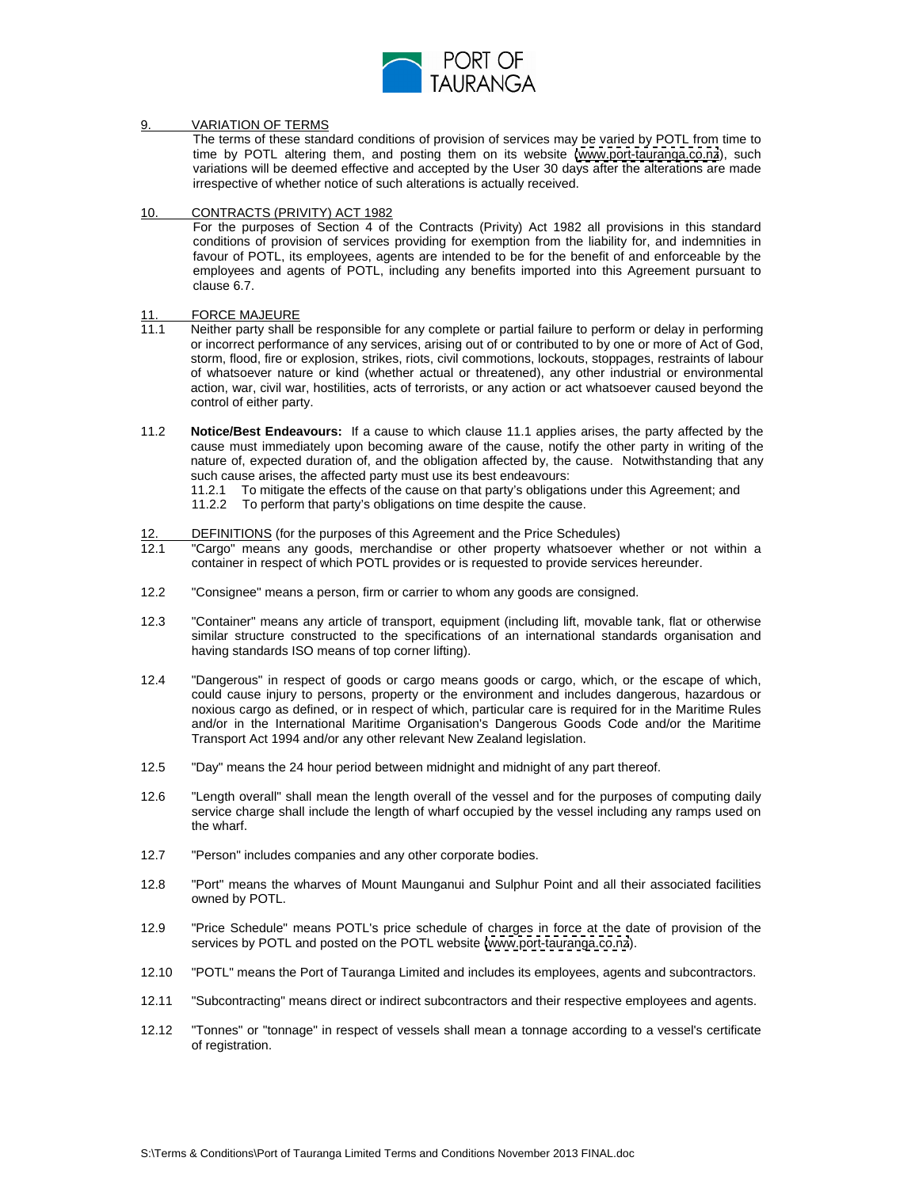## 9. VARIATION OF TERMS

The terms of these standard conditions of provision of services may be varied by POTL from time to time by POTL altering them, and posting them on its website (www.port-tauranga.co.nz), such variations will be deemed effective and accepted by the User 30 days after the alterations are made irrespective of whether notice of such alterations is actually received.

## 10. CONTRACTS (PRIVITY) ACT 1982

For the purposes of Section 4 of the Contracts (Privity) Act 1982 all provisions in this standard conditions of provision of services providing for exemption from the liability for, and indemnities in favour of POTL, its employees, agents are intended to be for the benefit of and enforceable by the employees and agents of POTL, including any benefits imported into this Agreement pursuant to clause 6.7.

## 11. FORCE MAJEURE

11.1 Neither party shall be responsible for any complete or partial failure to perform or delay in performing or incorrect performance of any services, arising out of or contributed to by one or more of Act of God, storm, flood, fire or explosion, strikes, riots, civil commotions, lockouts, stoppages, restraints of labour of whatsoever nature or kind (whether actual or threatened), any other industrial or environmental action, war, civil war, hostilities, acts of terrorists, or any action or act whatsoever caused beyond the control of either party.

11.2 **Notice/Best Endeavours:** If a cause to which clause 11.1 applies arises, the party affected by the cause must immediately upon becoming aware of the cause, notify the other party in writing of the nature of, expected duration of, and the obligation affected by, the cause. Notwithstanding that any such cause arises, the affected party must use its best endeavours:

11.2.1 To mitigate the effects of the cause on that party's obligations under this Agreement; and

11.2.2 To perform that party's obligations on time despite the cause.

## 12. DEFINITIONS (for the purposes of this Agreement and the Price Schedules)

12.1 "Cargo" means any goods, merchandise or other property whatsoever whether or not within a container in respect of which POTL provides or is requested to provide services hereunder.

12.2 "Consignee" means a person, firm or carrier to whom any goods are consigned.

12.3 "Container" means any article of transport, equipment (including lift, movable tank, flat or otherwise similar structure constructed to the specifications of an international standards organisation and having standards ISO means of top corner lifting).

12.4 "Dangerous" in respect of goods or cargo means goods or cargo, which, or the escape of which, could cause injury to persons, property or the environment and includes dangerous, hazardous or noxious cargo as defined, or in respect of which, particular care is required for in the Maritime Rules and/or in the International Maritime Organisation's Dangerous Goods Code and/or the Maritime Transport Act 1994 and/or any other relevant New Zealand legislation.

12.5 "Day" means the 24 hour period between midnight and midnight of any part thereof.

12.6 "Length overall" shall mean the length overall of the vessel and for the purposes of computing daily service charge shall include the length of wharf occupied by the vessel including any ramps used on the wharf.

12.7 "Person" includes companies and any other corporate bodies.

12.8 "Port" means the wharves of Mount Maunganui and Sulphur Point and all their associated facilities owned by POTL.

12.9 "Price Schedule" means POTL's price schedule of charges in force at the date of provision of the services by POTL and posted on the POTL website (www.port-tauranga.co.nz).

12.10 "POTL" means the Port of Tauranga Limited and includes its employees, agents and subcontractors.

12.11 "Subcontracting" means direct or indirect subcontractors and their respective employees and agents.

12.12 "Tonnes" or "tonnage" in respect of vessels shall mean a tonnage according to a vessel's certificate of registration.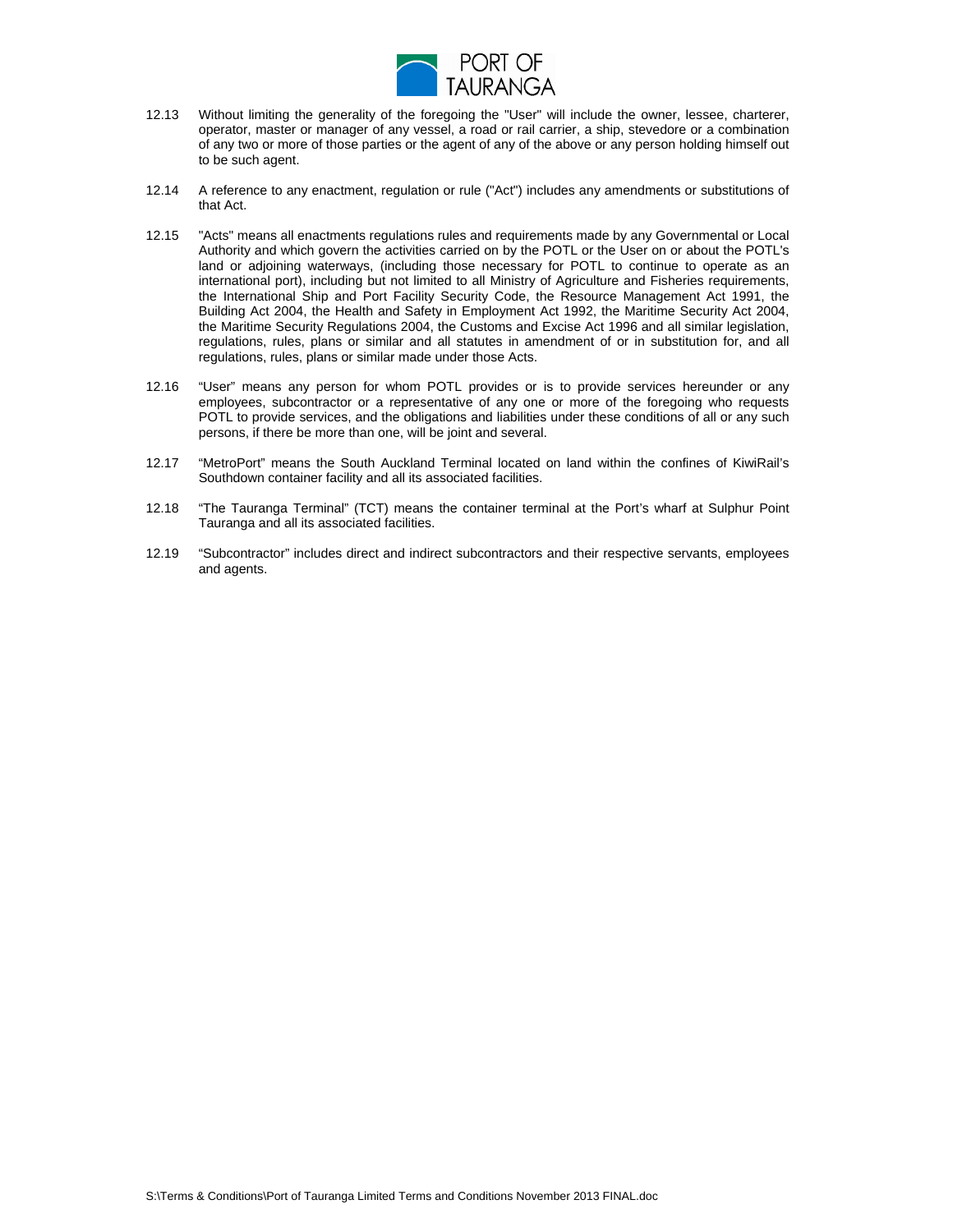12.13 Without limiting the generality of the foregoing the "User" will include the owner, lessee, charterer, operator, master or manager of any vessel, a road or rail carrier, a ship, stevedore or a combination of any two or more of those parties or the agent of any of the above or any person holding himself out to be such agent.

12.14 A reference to any enactment, regulation or rule ("Act") includes any amendments or substitutions of that Act.

12.15 "Acts" means all enactments regulations rules and requirements made by any Governmental or Local Authority and which govern the activities carried on by the POTL or the User on or about the POTL's land or adjoining waterways, (including those necessary for POTL to continue to operate as an international port), including but not limited to all Ministry of Agriculture and Fisheries requirements, the International Ship and Port Facility Security Code, the Resource Management Act 1991, the Building Act 2004, the Health and Safety in Employment Act 1992, the Maritime Security Act 2004, the Maritime Security Regulations 2004, the Customs and Excise Act 1996 and all similar legislation, regulations, rules, plans or similar and all statutes in amendment of or in substitution for, and all regulations, rules, plans or similar made under those Acts.

12.16 "User" means any person for whom POTL provides or is to provide services hereunder or any employees, subcontractor or a representative of any one or more of the foregoing who requests POTL to provide services, and the obligations and liabilities under these conditions of all or any such persons, if there be more than one, will be joint and several.

12.17 "MetroPort" means the South Auckland Terminal located on land within the confines of KiwiRail's Southdown container facility and all its associated facilities.

12.18 "The Tauranga Terminal" (TCT) means the container terminal at the Port's wharf at Sulphur Point Tauranga and all its associated facilities.

12.19 "Subcontractor" includes direct and indirect subcontractors and their respective servants, employees and agents.